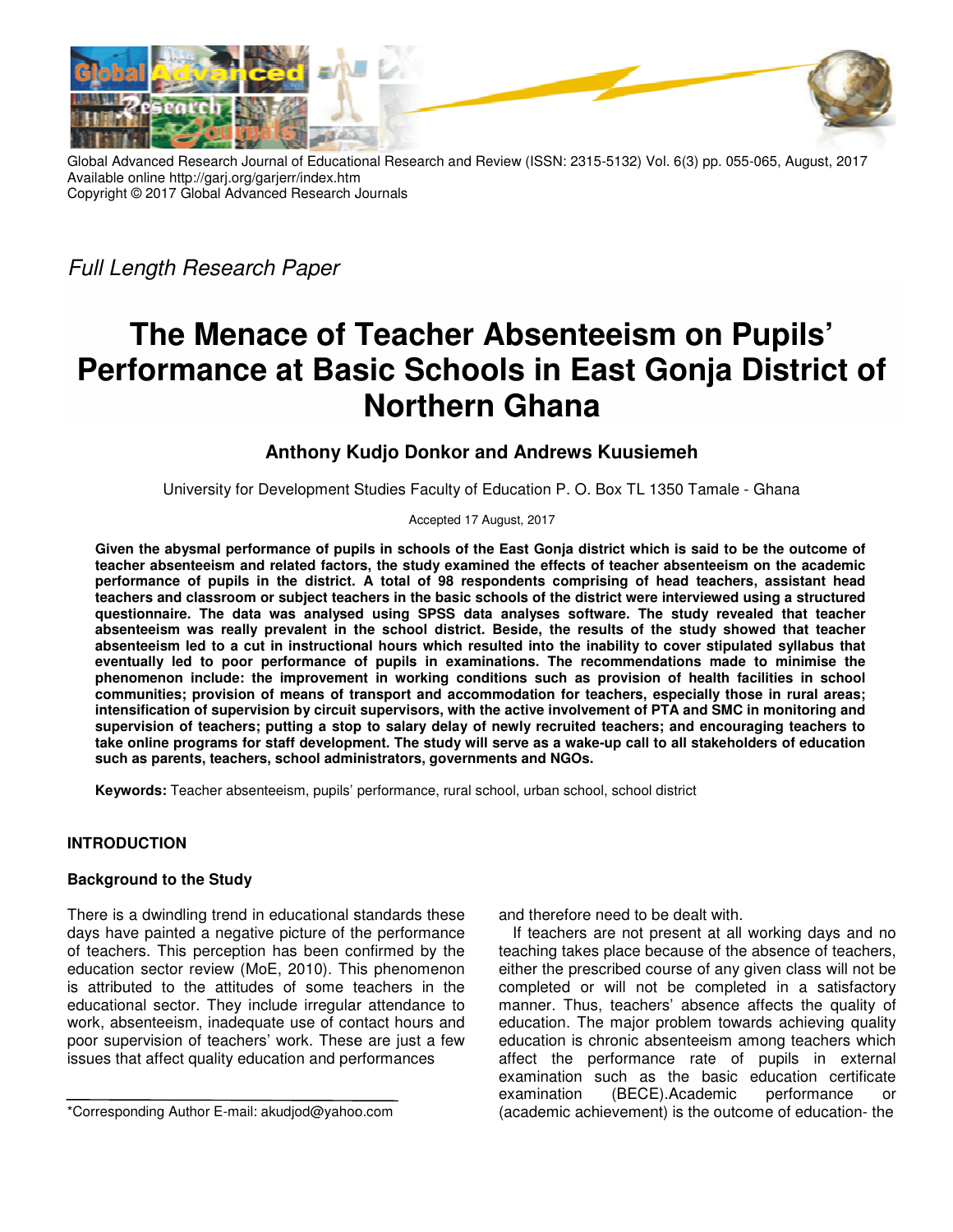Global Advanced Research Journal of Educational Research and Review (ISSN: 2315-5132) Vol. 6(3) pp. 055-065, August, 2017
Available online http://garj.org/garjerr/index.htm
Copyright © 2017 Global Advanced Research Journals

*Full Length Research Paper*

# The Menace of Teacher Absenteeism on Pupils' Performance at Basic Schools in East Gonja District of Northern Ghana

**Anthony Kudjo Donkor and Andrews Kuusiemeh**

University for Development Studies Faculty of Education P. O. Box TL 1350 Tamale - Ghana

Accepted 17 August, 2017

**Given the abysmal performance of pupils in schools of the East Gonja district which is said to be the outcome of teacher absenteeism and related factors, the study examined the effects of teacher absenteeism on the academic performance of pupils in the district. A total of 98 respondents comprising of head teachers, assistant head teachers and classroom or subject teachers in the basic schools of the district were interviewed using a structured questionnaire. The data was analysed using SPSS data analyses software. The study revealed that teacher absenteeism was really prevalent in the school district. Beside, the results of the study showed that teacher absenteeism led to a cut in instructional hours which resulted into the inability to cover stipulated syllabus that eventually led to poor performance of pupils in examinations. The recommendations made to minimise the phenomenon include: the improvement in working conditions such as provision of health facilities in school communities; provision of means of transport and accommodation for teachers, especially those in rural areas; intensification of supervision by circuit supervisors, with the active involvement of PTA and SMC in monitoring and supervision of teachers; putting a stop to salary delay of newly recruited teachers; and encouraging teachers to take online programs for staff development. The study will serve as a wake-up call to all stakeholders of education such as parents, teachers, school administrators, governments and NGOs.**

**Keywords:** Teacher absenteeism, pupils' performance, rural school, urban school, school district

## INTRODUCTION

### Background to the Study

There is a dwindling trend in educational standards these days have painted a negative picture of the performance of teachers. This perception has been confirmed by the education sector review (MoE, 2010). This phenomenon is attributed to the attitudes of some teachers in the educational sector. They include irregular attendance to work, absenteeism, inadequate use of contact hours and poor supervision of teachers' work. These are just a few issues that affect quality education and performances and therefore need to be dealt with.

If teachers are not present at all working days and no teaching takes place because of the absence of teachers, either the prescribed course of any given class will not be completed or will not be completed in a satisfactory manner. Thus, teachers' absence affects the quality of education. The major problem towards achieving quality education is chronic absenteeism among teachers which affect the performance rate of pupils in external examination such as the basic education certificate examination (BECE).Academic performance or (academic achievement) is the outcome of education- the

*Corresponding Author E-mail: akudjod@yahoo.com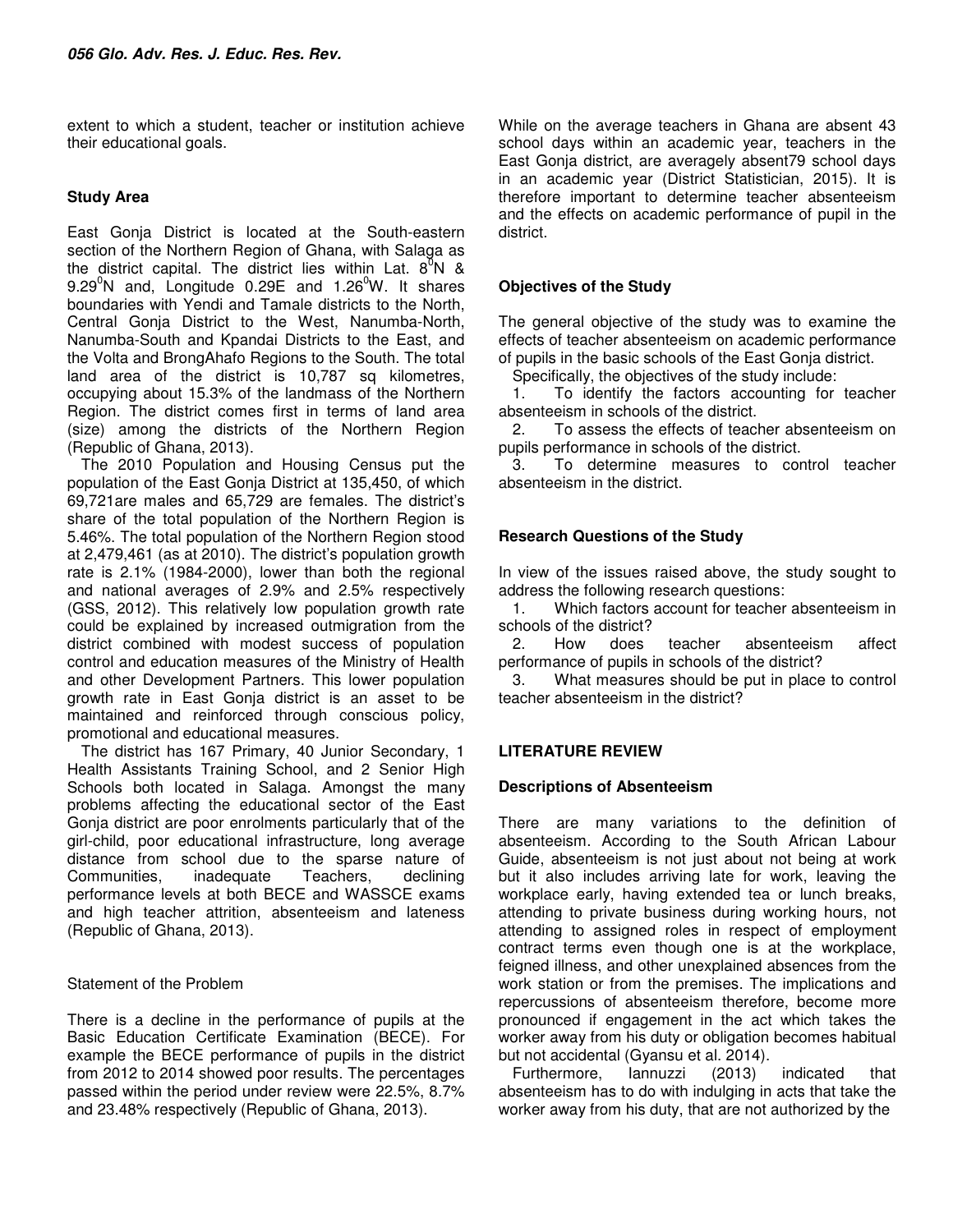extent to which a student, teacher or institution achieve their educational goals.

## Study Area

East Gonja District is located at the South-eastern section of the Northern Region of Ghana, with Salaga as the district capital. The district lies within Lat. $8^0$N & $9.29^0$N and, Longitude 0.29E and $1.26^0$W. It shares boundaries with Yendi and Tamale districts to the North, Central Gonja District to the West, Nanumba-North, Nanumba-South and Kpandai Districts to the East, and the Volta and BrongAhafo Regions to the South. The total land area of the district is 10,787 sq kilometres, occupying about 15.3% of the landmass of the Northern Region. The district comes first in terms of land area (size) among the districts of the Northern Region (Republic of Ghana, 2013).

The 2010 Population and Housing Census put the population of the East Gonja District at 135,450, of which 69,721are males and 65,729 are females. The district's share of the total population of the Northern Region is 5.46%. The total population of the Northern Region stood at 2,479,461 (as at 2010). The district's population growth rate is 2.1% (1984-2000), lower than both the regional and national averages of 2.9% and 2.5% respectively (GSS, 2012). This relatively low population growth rate could be explained by increased outmigration from the district combined with modest success of population control and education measures of the Ministry of Health and other Development Partners. This lower population growth rate in East Gonja district is an asset to be maintained and reinforced through conscious policy, promotional and educational measures.

The district has 167 Primary, 40 Junior Secondary, 1 Health Assistants Training School, and 2 Senior High Schools both located in Salaga. Amongst the many problems affecting the educational sector of the East Gonja district are poor enrolments particularly that of the girl-child, poor educational infrastructure, long average distance from school due to the sparse nature of Communities, inadequate Teachers, declining performance levels at both BECE and WASSCE exams and high teacher attrition, absenteeism and lateness (Republic of Ghana, 2013).

### Statement of the Problem

There is a decline in the performance of pupils at the Basic Education Certificate Examination (BECE). For example the BECE performance of pupils in the district from 2012 to 2014 showed poor results. The percentages passed within the period under review were 22.5%, 8.7% and 23.48% respectively (Republic of Ghana, 2013).

While on the average teachers in Ghana are absent 43 school days within an academic year, teachers in the East Gonja district, are averagely absent79 school days in an academic year (District Statistician, 2015). It is therefore important to determine teacher absenteeism and the effects on academic performance of pupil in the district.

## Objectives of the Study

The general objective of the study was to examine the effects of teacher absenteeism on academic performance of pupils in the basic schools of the East Gonja district.

Specifically, the objectives of the study include:

1. To identify the factors accounting for teacher absenteeism in schools of the district.
2. To assess the effects of teacher absenteeism on pupils performance in schools of the district.
3. To determine measures to control teacher absenteeism in the district.

## Research Questions of the Study

In view of the issues raised above, the study sought to address the following research questions:

1. Which factors account for teacher absenteeism in schools of the district?
2. How does teacher absenteeism affect performance of pupils in schools of the district?
3. What measures should be put in place to control teacher absenteeism in the district?

## LITERATURE REVIEW

### Descriptions of Absenteeism

There are many variations to the definition of absenteeism. According to the South African Labour Guide, absenteeism is not just about not being at work but it also includes arriving late for work, leaving the workplace early, having extended tea or lunch breaks, attending to private business during working hours, not attending to assigned roles in respect of employment contract terms even though one is at the workplace, feigned illness, and other unexplained absences from the work station or from the premises. The implications and repercussions of absenteeism therefore, become more pronounced if engagement in the act which takes the worker away from his duty or obligation becomes habitual but not accidental (Gyansu et al. 2014).

Furthermore, Iannuzzi (2013) indicated that absenteeism has to do with indulging in acts that take the worker away from his duty, that are not authorized by the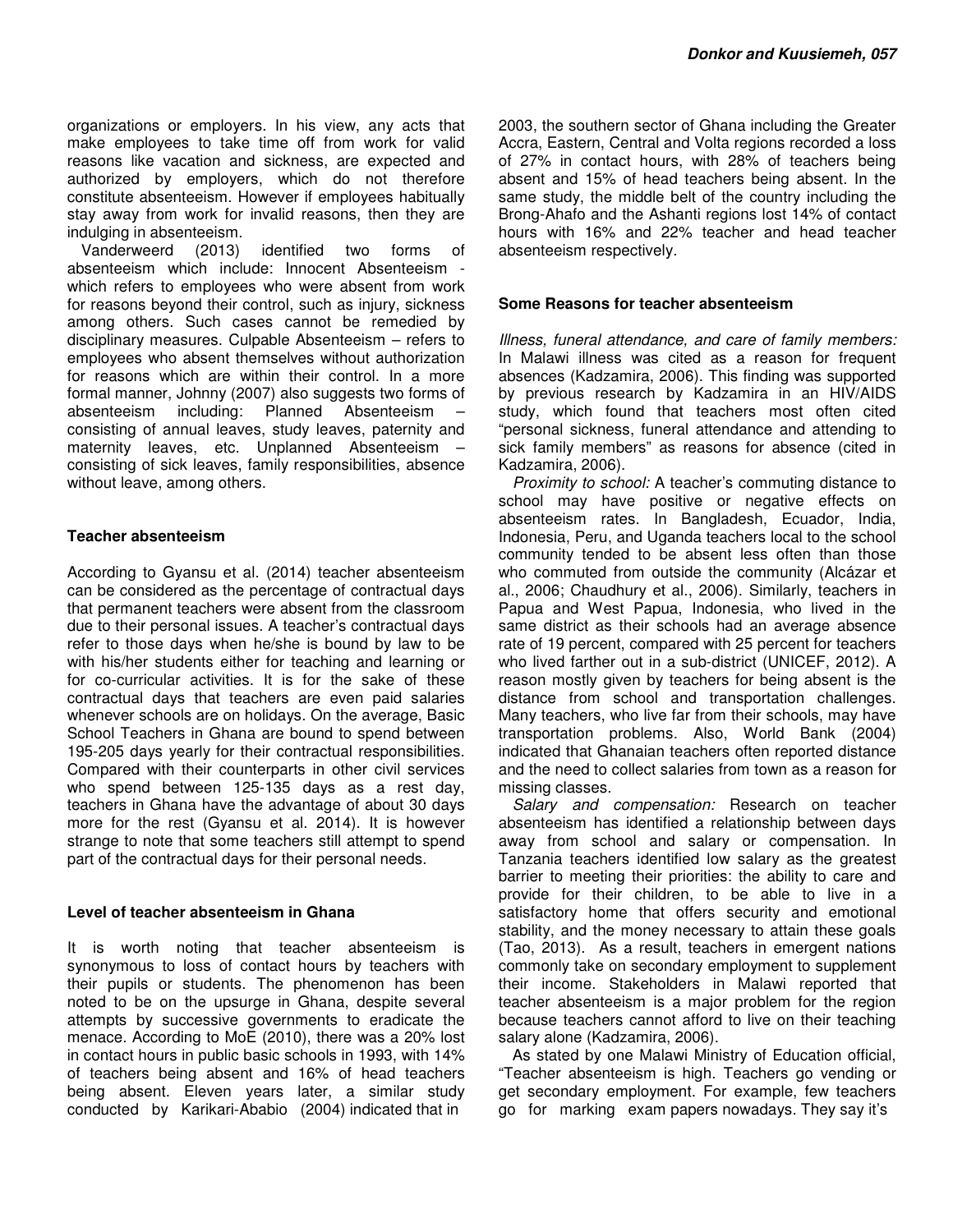organizations or employers. In his view, any acts that make employees to take time off from work for valid reasons like vacation and sickness, are expected and authorized by employers, which do not therefore constitute absenteeism. However if employees habitually stay away from work for invalid reasons, then they are indulging in absenteeism.

Vanderweerd (2013) identified two forms of absenteeism which include: Innocent Absenteeism - which refers to employees who were absent from work for reasons beyond their control, such as injury, sickness among others. Such cases cannot be remedied by disciplinary measures. Culpable Absenteeism – refers to employees who absent themselves without authorization for reasons which are within their control. In a more formal manner, Johnny (2007) also suggests two forms of absenteeism including: Planned Absenteeism – consisting of annual leaves, study leaves, paternity and maternity leaves, etc. Unplanned Absenteeism – consisting of sick leaves, family responsibilities, absence without leave, among others.

### Teacher absenteeism

According to Gyansu et al. (2014) teacher absenteeism can be considered as the percentage of contractual days that permanent teachers were absent from the classroom due to their personal issues. A teacher's contractual days refer to those days when he/she is bound by law to be with his/her students either for teaching and learning or for co-curricular activities. It is for the sake of these contractual days that teachers are even paid salaries whenever schools are on holidays. On the average, Basic School Teachers in Ghana are bound to spend between 195-205 days yearly for their contractual responsibilities. Compared with their counterparts in other civil services who spend between 125-135 days as a rest day, teachers in Ghana have the advantage of about 30 days more for the rest (Gyansu et al. 2014). It is however strange to note that some teachers still attempt to spend part of the contractual days for their personal needs.

### Level of teacher absenteeism in Ghana

It is worth noting that teacher absenteeism is synonymous to loss of contact hours by teachers with their pupils or students. The phenomenon has been noted to be on the upsurge in Ghana, despite several attempts by successive governments to eradicate the menace. According to MoE (2010), there was a 20% lost in contact hours in public basic schools in 1993, with 14% of teachers being absent and 16% of head teachers being absent. Eleven years later, a similar study conducted by Karikari-Ababio (2004) indicated that in 2003, the southern sector of Ghana including the Greater Accra, Eastern, Central and Volta regions recorded a loss of 27% in contact hours, with 28% of teachers being absent and 15% of head teachers being absent. In the same study, the middle belt of the country including the Brong-Ahafo and the Ashanti regions lost 14% of contact hours with 16% and 22% teacher and head teacher absenteeism respectively.

### Some Reasons for teacher absenteeism

*Illness, funeral attendance, and care of family members:* In Malawi illness was cited as a reason for frequent absences (Kadzamira, 2006). This finding was supported by previous research by Kadzamira in an HIV/AIDS study, which found that teachers most often cited "personal sickness, funeral attendance and attending to sick family members" as reasons for absence (cited in Kadzamira, 2006).

*Proximity to school:* A teacher's commuting distance to school may have positive or negative effects on absenteeism rates. In Bangladesh, Ecuador, India, Indonesia, Peru, and Uganda teachers local to the school community tended to be absent less often than those who commuted from outside the community (Alcázar et al., 2006; Chaudhury et al., 2006). Similarly, teachers in Papua and West Papua, Indonesia, who lived in the same district as their schools had an average absence rate of 19 percent, compared with 25 percent for teachers who lived farther out in a sub-district (UNICEF, 2012). A reason mostly given by teachers for being absent is the distance from school and transportation challenges. Many teachers, who live far from their schools, may have transportation problems. Also, World Bank (2004) indicated that Ghanaian teachers often reported distance and the need to collect salaries from town as a reason for missing classes.

*Salary and compensation:* Research on teacher absenteeism has identified a relationship between days away from school and salary or compensation. In Tanzania teachers identified low salary as the greatest barrier to meeting their priorities: the ability to care and provide for their children, to be able to live in a satisfactory home that offers security and emotional stability, and the money necessary to attain these goals (Tao, 2013). As a result, teachers in emergent nations commonly take on secondary employment to supplement their income. Stakeholders in Malawi reported that teacher absenteeism is a major problem for the region because teachers cannot afford to live on their teaching salary alone (Kadzamira, 2006).

As stated by one Malawi Ministry of Education official, "Teacher absenteeism is high. Teachers go vending or get secondary employment. For example, few teachers go for marking exam papers nowadays. They say it's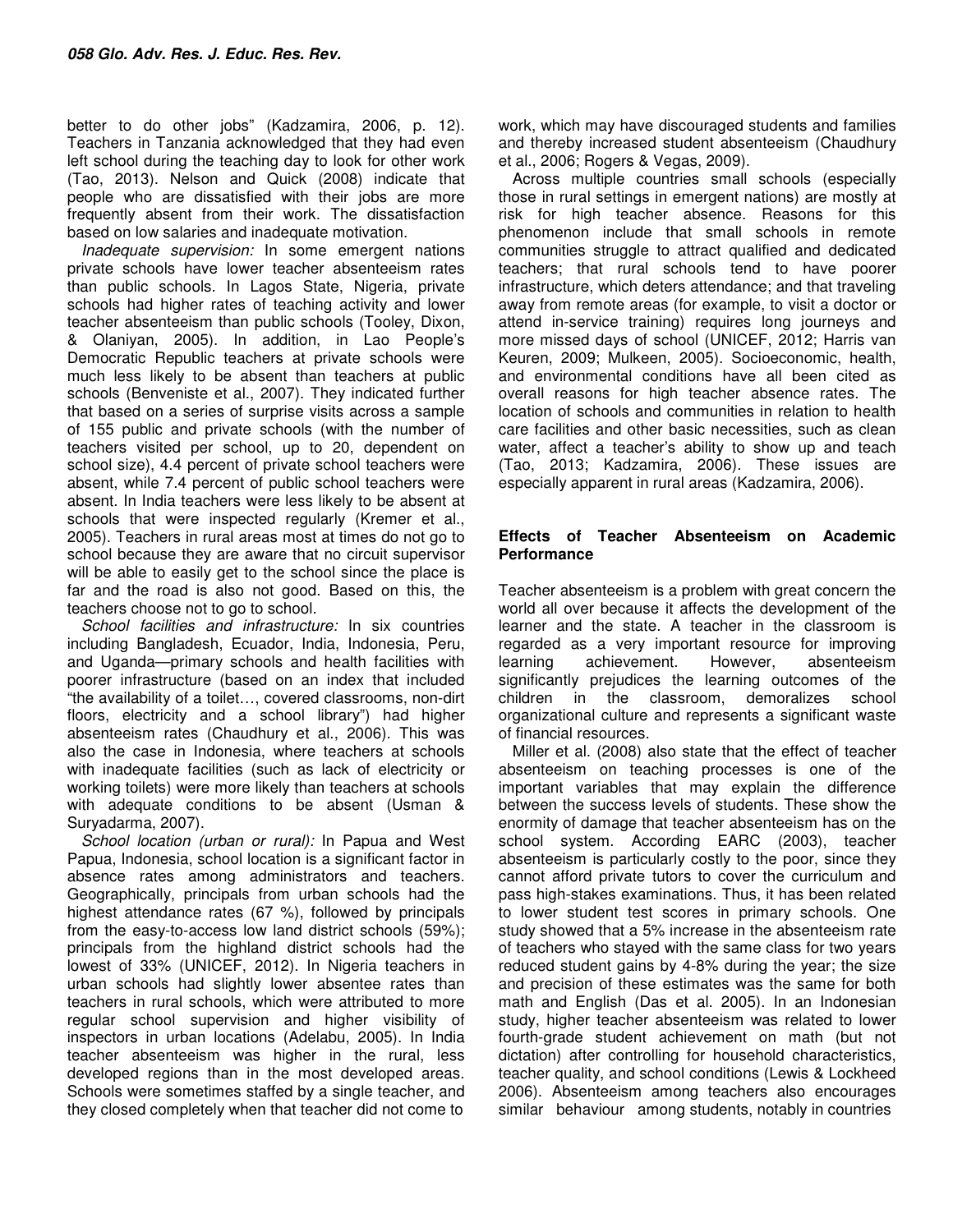better to do other jobs" (Kadzamira, 2006, p. 12). Teachers in Tanzania acknowledged that they had even left school during the teaching day to look for other work (Tao, 2013). Nelson and Quick (2008) indicate that people who are dissatisfied with their jobs are more frequently absent from their work. The dissatisfaction based on low salaries and inadequate motivation.

*Inadequate supervision:* In some emergent nations private schools have lower teacher absenteeism rates than public schools. In Lagos State, Nigeria, private schools had higher rates of teaching activity and lower teacher absenteeism than public schools (Tooley, Dixon, & Olaniyan, 2005). In addition, in Lao People's Democratic Republic teachers at private schools were much less likely to be absent than teachers at public schools (Benveniste et al., 2007). They indicated further that based on a series of surprise visits across a sample of 155 public and private schools (with the number of teachers visited per school, up to 20, dependent on school size), 4.4 percent of private school teachers were absent, while 7.4 percent of public school teachers were absent. In India teachers were less likely to be absent at schools that were inspected regularly (Kremer et al., 2005). Teachers in rural areas most at times do not go to school because they are aware that no circuit supervisor will be able to easily get to the school since the place is far and the road is also not good. Based on this, the teachers choose not to go to school.

*School facilities and infrastructure:* In six countries including Bangladesh, Ecuador, India, Indonesia, Peru, and Uganda—primary schools and health facilities with poorer infrastructure (based on an index that included "the availability of a toilet…, covered classrooms, non-dirt floors, electricity and a school library") had higher absenteeism rates (Chaudhury et al., 2006). This was also the case in Indonesia, where teachers at schools with inadequate facilities (such as lack of electricity or working toilets) were more likely than teachers at schools with adequate conditions to be absent (Usman & Suryadarma, 2007).

*School location (urban or rural):* In Papua and West Papua, Indonesia, school location is a significant factor in absence rates among administrators and teachers. Geographically, principals from urban schools had the highest attendance rates (67 %), followed by principals from the easy-to-access low land district schools (59%); principals from the highland district schools had the lowest of 33% (UNICEF, 2012). In Nigeria teachers in urban schools had slightly lower absentee rates than teachers in rural schools, which were attributed to more regular school supervision and higher visibility of inspectors in urban locations (Adelabu, 2005). In India teacher absenteeism was higher in the rural, less developed regions than in the most developed areas. Schools were sometimes staffed by a single teacher, and they closed completely when that teacher did not come to work, which may have discouraged students and families and thereby increased student absenteeism (Chaudhury et al., 2006; Rogers & Vegas, 2009).

Across multiple countries small schools (especially those in rural settings in emergent nations) are mostly at risk for high teacher absence. Reasons for this phenomenon include that small schools in remote communities struggle to attract qualified and dedicated teachers; that rural schools tend to have poorer infrastructure, which deters attendance; and that traveling away from remote areas (for example, to visit a doctor or attend in-service training) requires long journeys and more missed days of school (UNICEF, 2012; Harris van Keuren, 2009; Mulkeen, 2005). Socioeconomic, health, and environmental conditions have all been cited as overall reasons for high teacher absence rates. The location of schools and communities in relation to health care facilities and other basic necessities, such as clean water, affect a teacher's ability to show up and teach (Tao, 2013; Kadzamira, 2006). These issues are especially apparent in rural areas (Kadzamira, 2006).

## Effects of Teacher Absenteeism on Academic Performance

Teacher absenteeism is a problem with great concern the world all over because it affects the development of the learner and the state. A teacher in the classroom is regarded as a very important resource for improving learning achievement. However, absenteeism significantly prejudices the learning outcomes of the children in the classroom, demoralizes school organizational culture and represents a significant waste of financial resources.

Miller et al. (2008) also state that the effect of teacher absenteeism on teaching processes is one of the important variables that may explain the difference between the success levels of students. These show the enormity of damage that teacher absenteeism has on the school system. According EARC (2003), teacher absenteeism is particularly costly to the poor, since they cannot afford private tutors to cover the curriculum and pass high-stakes examinations. Thus, it has been related to lower student test scores in primary schools. One study showed that a 5% increase in the absenteeism rate of teachers who stayed with the same class for two years reduced student gains by 4-8% during the year; the size and precision of these estimates was the same for both math and English (Das et al. 2005). In an Indonesian study, higher teacher absenteeism was related to lower fourth-grade student achievement on math (but not dictation) after controlling for household characteristics, teacher quality, and school conditions (Lewis & Lockheed 2006). Absenteeism among teachers also encourages similar behaviour among students, notably in countries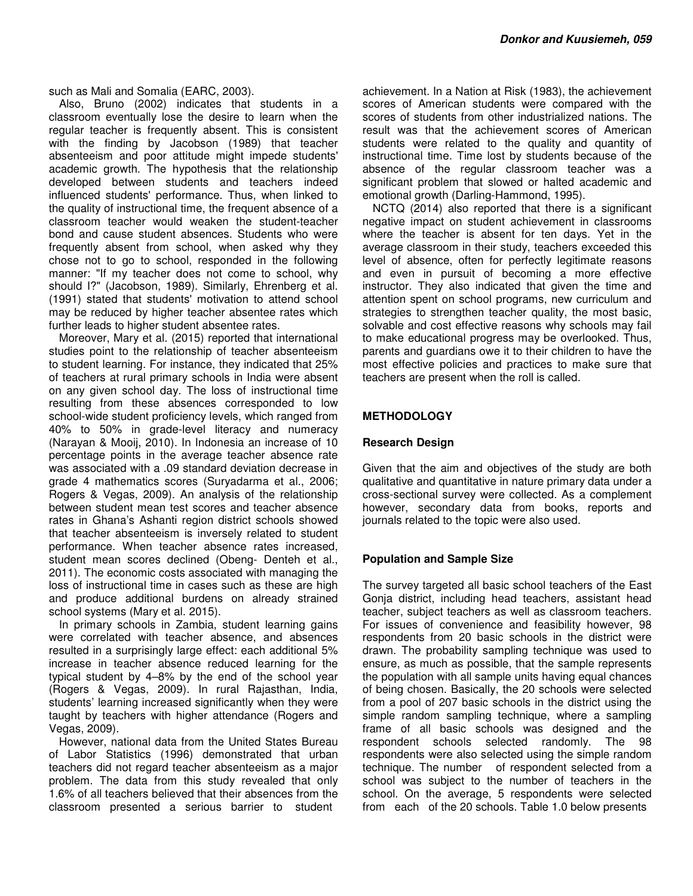such as Mali and Somalia (EARC, 2003).

Also, Bruno (2002) indicates that students in a classroom eventually lose the desire to learn when the regular teacher is frequently absent. This is consistent with the finding by Jacobson (1989) that teacher absenteeism and poor attitude might impede students' academic growth. The hypothesis that the relationship developed between students and teachers indeed influenced students' performance. Thus, when linked to the quality of instructional time, the frequent absence of a classroom teacher would weaken the student-teacher bond and cause student absences. Students who were frequently absent from school, when asked why they chose not to go to school, responded in the following manner: "If my teacher does not come to school, why should I?" (Jacobson, 1989). Similarly, Ehrenberg et al. (1991) stated that students' motivation to attend school may be reduced by higher teacher absentee rates which further leads to higher student absentee rates.

Moreover, Mary et al. (2015) reported that international studies point to the relationship of teacher absenteeism to student learning. For instance, they indicated that 25% of teachers at rural primary schools in India were absent on any given school day. The loss of instructional time resulting from these absences corresponded to low school-wide student proficiency levels, which ranged from 40% to 50% in grade-level literacy and numeracy (Narayan & Mooij, 2010). In Indonesia an increase of 10 percentage points in the average teacher absence rate was associated with a .09 standard deviation decrease in grade 4 mathematics scores (Suryadarma et al., 2006; Rogers & Vegas, 2009). An analysis of the relationship between student mean test scores and teacher absence rates in Ghana's Ashanti region district schools showed that teacher absenteeism is inversely related to student performance. When teacher absence rates increased, student mean scores declined (Obeng- Denteh et al., 2011). The economic costs associated with managing the loss of instructional time in cases such as these are high and produce additional burdens on already strained school systems (Mary et al. 2015).

In primary schools in Zambia, student learning gains were correlated with teacher absence, and absences resulted in a surprisingly large effect: each additional 5% increase in teacher absence reduced learning for the typical student by 4–8% by the end of the school year (Rogers & Vegas, 2009). In rural Rajasthan, India, students' learning increased significantly when they were taught by teachers with higher attendance (Rogers and Vegas, 2009).

However, national data from the United States Bureau of Labor Statistics (1996) demonstrated that urban teachers did not regard teacher absenteeism as a major problem. The data from this study revealed that only 1.6% of all teachers believed that their absences from the classroom presented a serious barrier to student achievement. In a Nation at Risk (1983), the achievement scores of American students were compared with the scores of students from other industrialized nations. The result was that the achievement scores of American students were related to the quality and quantity of instructional time. Time lost by students because of the absence of the regular classroom teacher was a significant problem that slowed or halted academic and emotional growth (Darling-Hammond, 1995).

NCTQ (2014) also reported that there is a significant negative impact on student achievement in classrooms where the teacher is absent for ten days. Yet in the average classroom in their study, teachers exceeded this level of absence, often for perfectly legitimate reasons and even in pursuit of becoming a more effective instructor. They also indicated that given the time and attention spent on school programs, new curriculum and strategies to strengthen teacher quality, the most basic, solvable and cost effective reasons why schools may fail to make educational progress may be overlooked. Thus, parents and guardians owe it to their children to have the most effective policies and practices to make sure that teachers are present when the roll is called.

## METHODOLOGY

### Research Design

Given that the aim and objectives of the study are both qualitative and quantitative in nature primary data under a cross-sectional survey were collected. As a complement however, secondary data from books, reports and journals related to the topic were also used.

### Population and Sample Size

The survey targeted all basic school teachers of the East Gonja district, including head teachers, assistant head teacher, subject teachers as well as classroom teachers. For issues of convenience and feasibility however, 98 respondents from 20 basic schools in the district were drawn. The probability sampling technique was used to ensure, as much as possible, that the sample represents the population with all sample units having equal chances of being chosen. Basically, the 20 schools were selected from a pool of 207 basic schools in the district using the simple random sampling technique, where a sampling frame of all basic schools was designed and the respondent schools selected randomly. The 98 respondents were also selected using the simple random technique. The number of respondent selected from a school was subject to the number of teachers in the school. On the average, 5 respondents were selected from each of the 20 schools. Table 1.0 below presents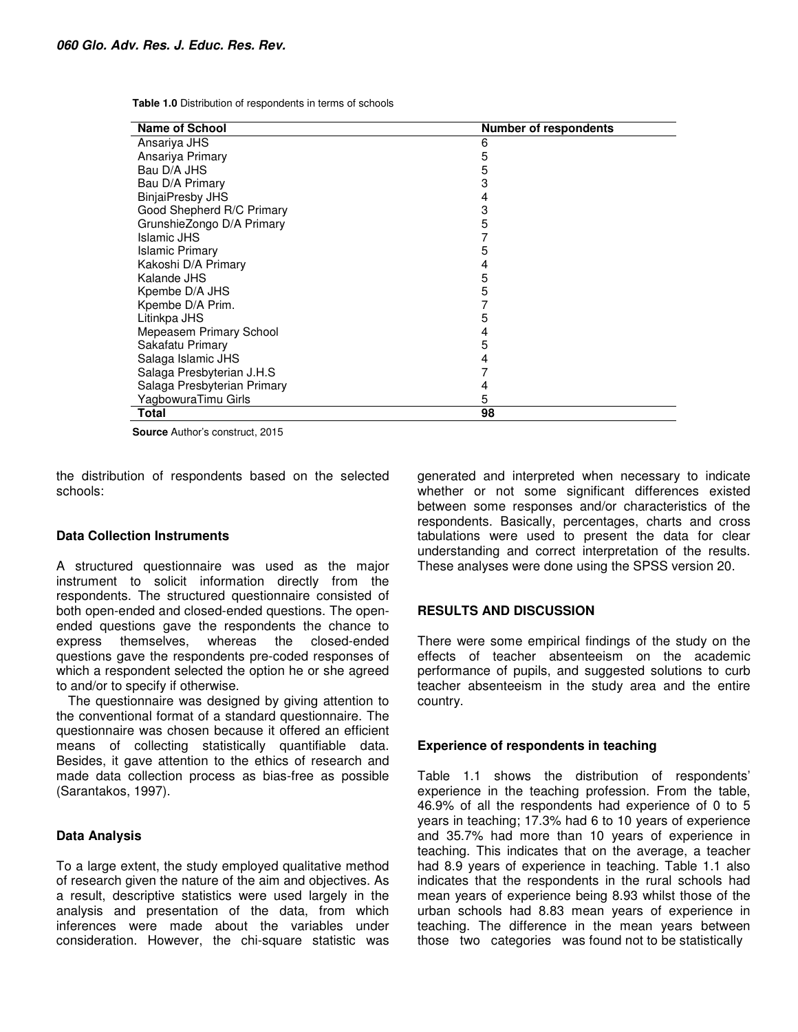**Table 1.0** Distribution of respondents in terms of schools

| Name of School | Number of respondents |
|---|---|
| Ansariya JHS | 6 |
| Ansariya Primary | 5 |
| Bau D/A JHS | 5 |
| Bau D/A Primary | 3 |
| BinjaiPresby JHS | 4 |
| Good Shepherd R/C Primary | 3 |
| GrunshieZongo D/A Primary | 5 |
| Islamic JHS | 7 |
| Islamic Primary | 5 |
| Kakoshi D/A Primary | 4 |
| Kalande JHS | 5 |
| Kpembe D/A JHS | 5 |
| Kpembe D/A Prim. | 7 |
| Litinkpa JHS | 5 |
| Mepeasem Primary School | 4 |
| Sakafatu Primary | 5 |
| Salaga Islamic JHS | 4 |
| Salaga Presbyterian J.H.S | 7 |
| Salaga Presbyterian Primary | 4 |
| YagbowuraTimu Girls | 5 |
| **Total** | **98** |

**Source** Author's construct, 2015

the distribution of respondents based on the selected schools:

### Data Collection Instruments

A structured questionnaire was used as the major instrument to solicit information directly from the respondents. The structured questionnaire consisted of both open-ended and closed-ended questions. The open-ended questions gave the respondents the chance to express themselves, whereas the closed-ended questions gave the respondents pre-coded responses of which a respondent selected the option he or she agreed to and/or to specify if otherwise.

The questionnaire was designed by giving attention to the conventional format of a standard questionnaire. The questionnaire was chosen because it offered an efficient means of collecting statistically quantifiable data. Besides, it gave attention to the ethics of research and made data collection process as bias-free as possible (Sarantakos, 1997).

### Data Analysis

To a large extent, the study employed qualitative method of research given the nature of the aim and objectives. As a result, descriptive statistics were used largely in the analysis and presentation of the data, from which inferences were made about the variables under consideration. However, the chi-square statistic was generated and interpreted when necessary to indicate whether or not some significant differences existed between some responses and/or characteristics of the respondents. Basically, percentages, charts and cross tabulations were used to present the data for clear understanding and correct interpretation of the results. These analyses were done using the SPSS version 20.

## RESULTS AND DISCUSSION

There were some empirical findings of the study on the effects of teacher absenteeism on the academic performance of pupils, and suggested solutions to curb teacher absenteeism in the study area and the entire country.

### Experience of respondents in teaching

Table 1.1 shows the distribution of respondents' experience in the teaching profession. From the table, 46.9% of all the respondents had experience of 0 to 5 years in teaching; 17.3% had 6 to 10 years of experience and 35.7% had more than 10 years of experience in teaching. This indicates that on the average, a teacher had 8.9 years of experience in teaching. Table 1.1 also indicates that the respondents in the rural schools had mean years of experience being 8.93 whilst those of the urban schools had 8.83 mean years of experience in teaching. The difference in the mean years between those two categories was found not to be statistically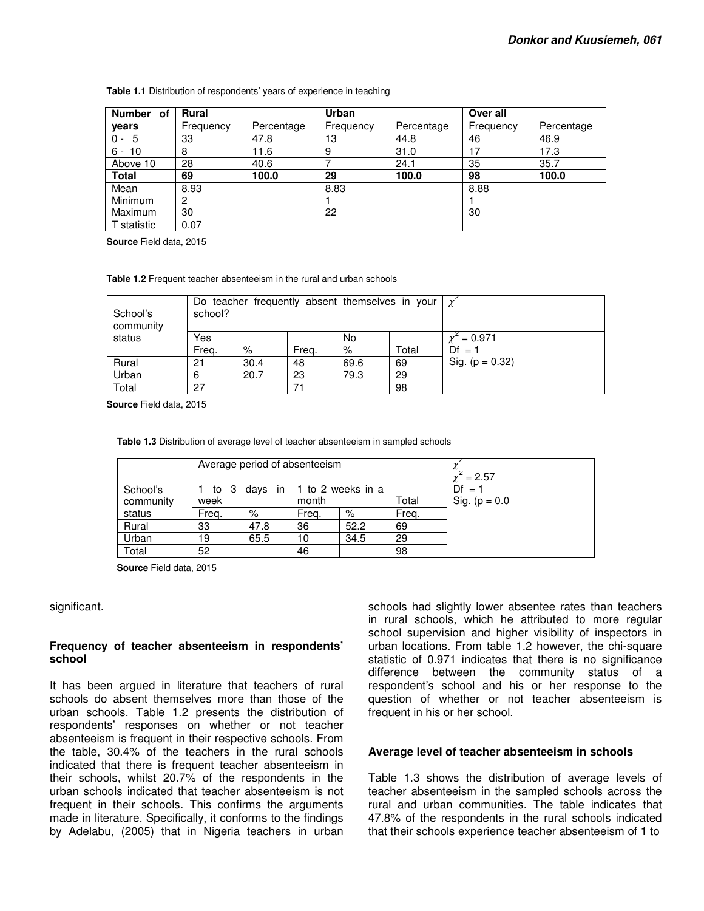**Table 1.1** Distribution of respondents' years of experience in teaching

| Number of years | Rural | | Urban | | Over all | |
|---|---|---|---|---|---|---|
| | Frequency | Percentage | Frequency | Percentage | Frequency | Percentage |
| 0 - 5 | 33 | 47.8 | 13 | 44.8 | 46 | 46.9 |
| 6 - 10 | 8 | 11.6 | 9 | 31.0 | 17 | 17.3 |
| Above 10 | 28 | 40.6 | 7 | 24.1 | 35 | 35.7 |
| **Total** | **69** | **100.0** | **29** | **100.0** | **98** | **100.0** |
| Mean | 8.93 | | 8.83 | | 8.88 | |
| Minimum | 2 | | 1 | | 1 | |
| Maximum | 30 | | 22 | | 30 | |
| T statistic | 0.07 | | | | | |

**Source** Field data, 2015

**Table 1.2** Frequent teacher absenteeism in the rural and urban schools

| School's community status | Do teacher frequently absent themselves in your school? | | | | | $\chi^2$ |
|---|---|---|---|---|---|---|
| | Yes | | No | | | $\chi^2 = 0.971$ |
| | Freq. | % | Freq. | % | Total | Df = 1 |
| Rural | 21 | 30.4 | 48 | 69.6 | 69 | Sig. (p = 0.32) |
| Urban | 6 | 20.7 | 23 | 79.3 | 29 | |
| Total | 27 | | 71 | | 98 | |

**Source** Field data, 2015

**Table 1.3** Distribution of average level of teacher absenteeism in sampled schools

| School's community status | Average period of absenteeism | | | | | $\chi^2$ |
|---|---|---|---|---|---|---|
| | 1 to 3 days in week | | 1 to 2 weeks in a month | | Total | $\chi^2 = 2.57$ Df = 1 Sig. (p = 0.0 |
| | Freq. | % | Freq. | % | Freq. | |
| Rural | 33 | 47.8 | 36 | 52.2 | 69 | |
| Urban | 19 | 65.5 | 10 | 34.5 | 29 | |
| Total | 52 | | 46 | | 98 | |

**Source** Field data, 2015

significant.

### Frequency of teacher absenteeism in respondents' school

It has been argued in literature that teachers of rural schools do absent themselves more than those of the urban schools. Table 1.2 presents the distribution of respondents' responses on whether or not teacher absenteeism is frequent in their respective schools. From the table, 30.4% of the teachers in the rural schools indicated that there is frequent teacher absenteeism in their schools, whilst 20.7% of the respondents in the urban schools indicated that teacher absenteeism is not frequent in their schools. This confirms the arguments made in literature. Specifically, it conforms to the findings by Adelabu, (2005) that in Nigeria teachers in urban schools had slightly lower absentee rates than teachers in rural schools, which he attributed to more regular school supervision and higher visibility of inspectors in urban locations. From table 1.2 however, the chi-square statistic of 0.971 indicates that there is no significance difference between the community status of a respondent's school and his or her response to the question of whether or not teacher absenteeism is frequent in his or her school.

### Average level of teacher absenteeism in schools

Table 1.3 shows the distribution of average levels of teacher absenteeism in the sampled schools across the rural and urban communities. The table indicates that 47.8% of the respondents in the rural schools indicated that their schools experience teacher absenteeism of 1 to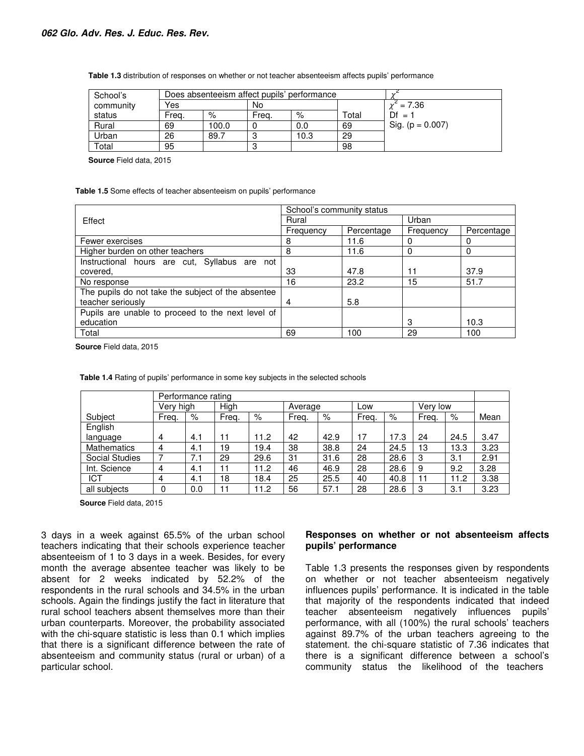**Table 1.3** distribution of responses on whether or not teacher absenteeism affects pupils' performance

| School's community status | Does absenteeism affect pupils' performance | | | | | $\chi^2$ |
|---|---|---|---|---|---|---|
| | Yes | | No | | | $\chi^2 = 7.36$ Df = 1 Sig. ($p = 0.007$) |
| | Freq. | % | Freq. | % | Total | |
| Rural | 69 | 100.0 | 0 | 0.0 | 69 | |
| Urban | 26 | 89.7 | 3 | 10.3 | 29 | |
| Total | 95 | | 3 | | 98 | |

**Source** Field data, 2015

**Table 1.5** Some effects of teacher absenteeism on pupils' performance

| Effect | School's community status | | | |
|---|---|---|---|---|
| | Rural | | Urban | |
| | Frequency | Percentage | Frequency | Percentage |
| Fewer exercises | 8 | 11.6 | 0 | 0 |
| Higher burden on other teachers | 8 | 11.6 | 0 | 0 |
| Instructional hours are cut, Syllabus are not covered, | 33 | 47.8 | 11 | 37.9 |
| No response | 16 | 23.2 | 15 | 51.7 |
| The pupils do not take the subject of the absentee teacher seriously | 4 | 5.8 | | |
| Pupils are unable to proceed to the next level of education | | | 3 | 10.3 |
| Total | 69 | 100 | 29 | 100 |

**Source** Field data, 2015

**Table 1.4** Rating of pupils' performance in some key subjects in the selected schools

| | Performance rating | | | | | | | | | | |
|---|---|---|---|---|---|---|---|---|---|---|---|
| | Very high | | High | | Average | | Low | | Very low | | |
| Subject | Freq. | % | Freq. | % | Freq. | % | Freq. | % | Freq. | % | Mean |
| English language | 4 | 4.1 | 11 | 11.2 | 42 | 42.9 | 17 | 17.3 | 24 | 24.5 | 3.47 |
| Mathematics | 4 | 4.1 | 19 | 19.4 | 38 | 38.8 | 24 | 24.5 | 13 | 13.3 | 3.23 |
| Social Studies | 7 | 7.1 | 29 | 29.6 | 31 | 31.6 | 28 | 28.6 | 3 | 3.1 | 2.91 |
| Int. Science | 4 | 4.1 | 11 | 11.2 | 46 | 46.9 | 28 | 28.6 | 9 | 9.2 | 3.28 |
| ICT | 4 | 4.1 | 18 | 18.4 | 25 | 25.5 | 40 | 40.8 | 11 | 11.2 | 3.38 |
| all subjects | 0 | 0.0 | 11 | 11.2 | 56 | 57.1 | 28 | 28.6 | 3 | 3.1 | 3.23 |

**Source** Field data, 2015

3 days in a week against 65.5% of the urban school teachers indicating that their schools experience teacher absenteeism of 1 to 3 days in a week. Besides, for every month the average absentee teacher was likely to be absent for 2 weeks indicated by 52.2% of the respondents in the rural schools and 34.5% in the urban schools. Again the findings justify the fact in literature that rural school teachers absent themselves more than their urban counterparts. Moreover, the probability associated with the chi-square statistic is less than 0.1 which implies that there is a significant difference between the rate of absenteeism and community status (rural or urban) of a particular school.

**Responses on whether or not absenteeism affects pupils' performance**

Table 1.3 presents the responses given by respondents on whether or not teacher absenteeism negatively influences pupils' performance. It is indicated in the table that majority of the respondents indicated that indeed teacher absenteeism negatively influences pupils' performance, with all (100%) the rural schools' teachers against 89.7% of the urban teachers agreeing to the statement. the chi-square statistic of 7.36 indicates that there is a significant difference between a school's community status the likelihood of the teachers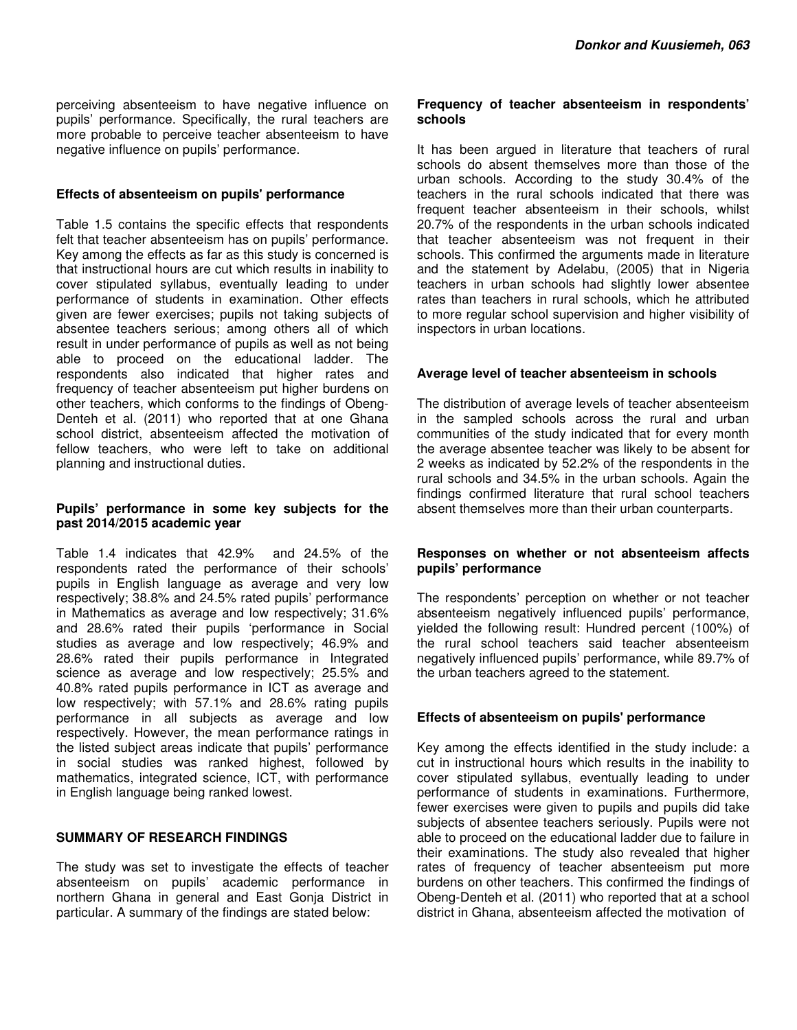perceiving absenteeism to have negative influence on pupils' performance. Specifically, the rural teachers are more probable to perceive teacher absenteeism to have negative influence on pupils' performance.

### Effects of absenteeism on pupils' performance

Table 1.5 contains the specific effects that respondents felt that teacher absenteeism has on pupils' performance. Key among the effects as far as this study is concerned is that instructional hours are cut which results in inability to cover stipulated syllabus, eventually leading to under performance of students in examination. Other effects given are fewer exercises; pupils not taking subjects of absentee teachers serious; among others all of which result in under performance of pupils as well as not being able to proceed on the educational ladder. The respondents also indicated that higher rates and frequency of teacher absenteeism put higher burdens on other teachers, which conforms to the findings of Obeng-Denteh et al. (2011) who reported that at one Ghana school district, absenteeism affected the motivation of fellow teachers, who were left to take on additional planning and instructional duties.

### Pupils' performance in some key subjects for the past 2014/2015 academic year

Table 1.4 indicates that 42.9% and 24.5% of the respondents rated the performance of their schools' pupils in English language as average and very low respectively; 38.8% and 24.5% rated pupils' performance in Mathematics as average and low respectively; 31.6% and 28.6% rated their pupils 'performance in Social studies as average and low respectively; 46.9% and 28.6% rated their pupils performance in Integrated science as average and low respectively; 25.5% and 40.8% rated pupils performance in ICT as average and low respectively; with 57.1% and 28.6% rating pupils performance in all subjects as average and low respectively. However, the mean performance ratings in the listed subject areas indicate that pupils' performance in social studies was ranked highest, followed by mathematics, integrated science, ICT, with performance in English language being ranked lowest.

## SUMMARY OF RESEARCH FINDINGS

The study was set to investigate the effects of teacher absenteeism on pupils' academic performance in northern Ghana in general and East Gonja District in particular. A summary of the findings are stated below:

### Frequency of teacher absenteeism in respondents' schools

It has been argued in literature that teachers of rural schools do absent themselves more than those of the urban schools. According to the study 30.4% of the teachers in the rural schools indicated that there was frequent teacher absenteeism in their schools, whilst 20.7% of the respondents in the urban schools indicated that teacher absenteeism was not frequent in their schools. This confirmed the arguments made in literature and the statement by Adelabu, (2005) that in Nigeria teachers in urban schools had slightly lower absentee rates than teachers in rural schools, which he attributed to more regular school supervision and higher visibility of inspectors in urban locations.

### Average level of teacher absenteeism in schools

The distribution of average levels of teacher absenteeism in the sampled schools across the rural and urban communities of the study indicated that for every month the average absentee teacher was likely to be absent for 2 weeks as indicated by 52.2% of the respondents in the rural schools and 34.5% in the urban schools. Again the findings confirmed literature that rural school teachers absent themselves more than their urban counterparts.

### Responses on whether or not absenteeism affects pupils' performance

The respondents' perception on whether or not teacher absenteeism negatively influenced pupils' performance, yielded the following result: Hundred percent (100%) of the rural school teachers said teacher absenteeism negatively influenced pupils' performance, while 89.7% of the urban teachers agreed to the statement.

### Effects of absenteeism on pupils' performance

Key among the effects identified in the study include: a cut in instructional hours which results in the inability to cover stipulated syllabus, eventually leading to under performance of students in examinations. Furthermore, fewer exercises were given to pupils and pupils did take subjects of absentee teachers seriously. Pupils were not able to proceed on the educational ladder due to failure in their examinations. The study also revealed that higher rates of frequency of teacher absenteeism put more burdens on other teachers. This confirmed the findings of Obeng-Denteh et al. (2011) who reported that at a school district in Ghana, absenteeism affected the motivation of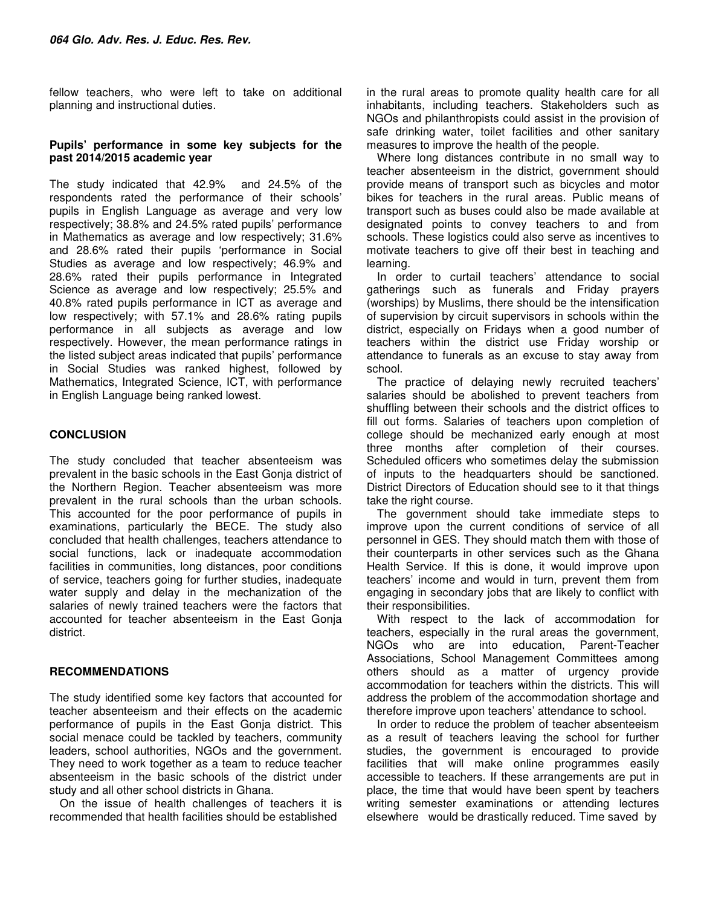fellow teachers, who were left to take on additional planning and instructional duties.

### Pupils' performance in some key subjects for the past 2014/2015 academic year

The study indicated that 42.9% and 24.5% of the respondents rated the performance of their schools' pupils in English Language as average and very low respectively; 38.8% and 24.5% rated pupils' performance in Mathematics as average and low respectively; 31.6% and 28.6% rated their pupils 'performance in Social Studies as average and low respectively; 46.9% and 28.6% rated their pupils performance in Integrated Science as average and low respectively; 25.5% and 40.8% rated pupils performance in ICT as average and low respectively; with 57.1% and 28.6% rating pupils performance in all subjects as average and low respectively. However, the mean performance ratings in the listed subject areas indicated that pupils' performance in Social Studies was ranked highest, followed by Mathematics, Integrated Science, ICT, with performance in English Language being ranked lowest.

## CONCLUSION

The study concluded that teacher absenteeism was prevalent in the basic schools in the East Gonja district of the Northern Region. Teacher absenteeism was more prevalent in the rural schools than the urban schools. This accounted for the poor performance of pupils in examinations, particularly the BECE. The study also concluded that health challenges, teachers attendance to social functions, lack or inadequate accommodation facilities in communities, long distances, poor conditions of service, teachers going for further studies, inadequate water supply and delay in the mechanization of the salaries of newly trained teachers were the factors that accounted for teacher absenteeism in the East Gonja district.

## RECOMMENDATIONS

The study identified some key factors that accounted for teacher absenteeism and their effects on the academic performance of pupils in the East Gonja district. This social menace could be tackled by teachers, community leaders, school authorities, NGOs and the government. They need to work together as a team to reduce teacher absenteeism in the basic schools of the district under study and all other school districts in Ghana.

On the issue of health challenges of teachers it is recommended that health facilities should be established in the rural areas to promote quality health care for all inhabitants, including teachers. Stakeholders such as NGOs and philanthropists could assist in the provision of safe drinking water, toilet facilities and other sanitary measures to improve the health of the people.

Where long distances contribute in no small way to teacher absenteeism in the district, government should provide means of transport such as bicycles and motor bikes for teachers in the rural areas. Public means of transport such as buses could also be made available at designated points to convey teachers to and from schools. These logistics could also serve as incentives to motivate teachers to give off their best in teaching and learning.

In order to curtail teachers' attendance to social gatherings such as funerals and Friday prayers (worships) by Muslims, there should be the intensification of supervision by circuit supervisors in schools within the district, especially on Fridays when a good number of teachers within the district use Friday worship or attendance to funerals as an excuse to stay away from school.

The practice of delaying newly recruited teachers' salaries should be abolished to prevent teachers from shuffling between their schools and the district offices to fill out forms. Salaries of teachers upon completion of college should be mechanized early enough at most three months after completion of their courses. Scheduled officers who sometimes delay the submission of inputs to the headquarters should be sanctioned. District Directors of Education should see to it that things take the right course.

The government should take immediate steps to improve upon the current conditions of service of all personnel in GES. They should match them with those of their counterparts in other services such as the Ghana Health Service. If this is done, it would improve upon teachers' income and would in turn, prevent them from engaging in secondary jobs that are likely to conflict with their responsibilities.

With respect to the lack of accommodation for teachers, especially in the rural areas the government, NGOs who are into education, Parent-Teacher Associations, School Management Committees among others should as a matter of urgency provide accommodation for teachers within the districts. This will address the problem of the accommodation shortage and therefore improve upon teachers' attendance to school.

In order to reduce the problem of teacher absenteeism as a result of teachers leaving the school for further studies, the government is encouraged to provide facilities that will make online programmes easily accessible to teachers. If these arrangements are put in place, the time that would have been spent by teachers writing semester examinations or attending lectures elsewhere would be drastically reduced. Time saved by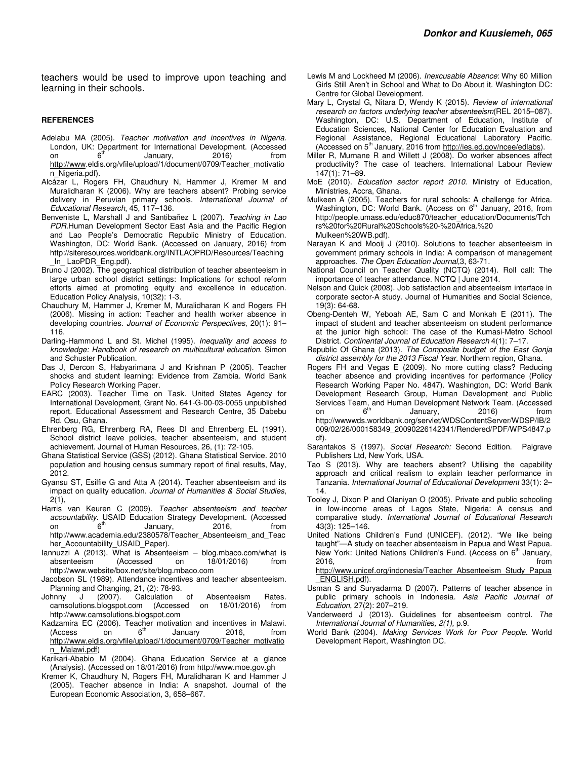teachers would be used to improve upon teaching and learning in their schools.

## REFERENCES

Adelabu MA (2005). *Teacher motivation and incentives in Nigeria*. London, UK: Department for International Development. (Accessed on 6th January, 2016) from http://www.eldis.org/vfile/upload/1/document/0709/Teacher_motivation_Nigeria.pdf).

Alcázar L, Rogers FH, Chaudhury N, Hammer J, Kremer M and Muralidharan K (2006). Why are teachers absent? Probing service delivery in Peruvian primary schools. *International Journal of Educational Research*, 45, 117–136.

Benveniste L, Marshall J and Santibañez L (2007). *Teaching in Lao PDR*.Human Development Sector East Asia and the Pacific Region and Lao People's Democratic Republic Ministry of Education. Washington, DC: World Bank. (Accessed on January, 2016) from http://siteresources.worldbank.org/INTLAOPRD/Resources/Teaching_In_ LaoPDR_Eng.pdf).

Bruno J (2002). The geographical distribution of teacher absenteeism in large urban school district settings: Implications for school reform efforts aimed at promoting equity and excellence in education. Education Policy Analysis, 10(32): 1-3.

Chaudhury M, Hammer J, Kremer M, Muralidharan K and Rogers FH (2006). Missing in action: Teacher and health worker absence in developing countries. *Journal of Economic Perspectives*, 20(1): 91–116.

Darling-Hammond L and St. Michel (1995). *Inequality and access to knowledge: Handbook of research on multicultural education.* Simon and Schuster Publication.

Das J, Dercon S, Habyarimana J and Krishnan P (2005). Teacher shocks and student learning: Evidence from Zambia. World Bank Policy Research Working Paper.

EARC (2003). Teacher Time on Task. United States Agency for International Development, Grant No. 641-G-00-03-0055 unpublished report. Educational Assessment and Research Centre, 35 Dabebu Rd. Osu, Ghana.

Ehrenberg RG, Ehrenberg RA, Rees DI and Ehrenberg EL (1991). School district leave policies, teacher absenteeism, and student achievement. Journal of Human Resources, 26, (1): 72-105.

Ghana Statistical Service (GSS) (2012). Ghana Statistical Service. 2010 population and housing census summary report of final results, May, 2012.

Gyansu ST, Esilfie G and Atta A (2014). Teacher absenteeism and its impact on quality education. *Journal of Humanities & Social Studies*, 2(1),

Harris van Keuren C (2009). *Teacher absenteeism and teacher accountability*. USAID Education Strategy Development. (Accessed on 6th January, 2016, from http://www.academia.edu/2380578/Teacher_Absenteeism_and_Teacher_Accountability_USAID_Paper).

Iannuzzi A (2013). What is Absenteeism – blog.mbaco.com/what is absenteeism (Accessed on 18/01/2016) from http://www.website/box.net/site/blog.mbaco.com

Jacobson SL (1989). Attendance incentives and teacher absenteeism. Planning and Changing, 21, (2): 78-93.

Johnny J (2007). Calculation of Absenteeism Rates. camsolutions.blogspot.com (Accessed on 18/01/2016) from http://www.camsolutions.blogspot.com

Kadzamira EC (2006). Teacher motivation and incentives in Malawi. (Access on 6th January 2016, from http://www.eldis.org/vfile/upload/1/document/0709/Teacher_motivation_Malawi.pdf)

Karikari-Ababio M (2004). Ghana Education Service at a glance (Analysis). (Accessed on 18/01/2016) from http://www.moe.gov.gh

Kremer K, Chaudhury N, Rogers FH, Muralidharan K and Hammer J (2005). Teacher absence in India: A snapshot. Journal of the European Economic Association, 3, 658–667.

Lewis M and Lockheed M (2006). *Inexcusable Absence*: Why 60 Million Girls Still Aren't in School and What to Do About it. Washington DC: Centre for Global Development.

Mary L, Crystal G, Nitara D, Wendy K (2015). *Review of international research on factors underlying teacher absenteeism*(REL 2015–087). Washington, DC: U.S. Department of Education, Institute of Education Sciences, National Center for Education Evaluation and Regional Assistance, Regional Educational Laboratory Pacific. (Accessed on 5th January, 2016 from http://ies.ed.gov/ncee/edlabs).

Miller R, Murnane R and Willett J (2008). Do worker absences affect productivity? The case of teachers. International Labour Review 147(1): 71–89.

MoE (2010). *Education sector report 2010*. Ministry of Education, Ministries, Accra, Ghana.

Mulkeen A (2005). Teachers for rural schools: A challenge for Africa. Washington, DC: World Bank. (Access on 6th January, 2016, from http://people.umass.edu/educ870/teacher_education/Documents/Tchrs%20for%20Rural%20Schools%20-%20Africa.%20 Mulkeen%20WB.pdf).

Narayan K and Mooij J (2010). Solutions to teacher absenteeism in government primary schools in India: A comparison of management approaches. *The Open Education Journal*,3, 63-71.

National Council on Teacher Quality (NCTQ) (2014). Roll call: The importance of teacher attendance. NCTQ | June 2014.

Nelson and Quick (2008). Job satisfaction and absenteeism interface in corporate sector-A study. Journal of Humanities and Social Science, 19(3): 64-68.

Obeng-Denteh W, Yeboah AE, Sam C and Monkah E (2011). The impact of student and teacher absenteeism on student performance at the junior high school: The case of the Kumasi-Metro School District. *Continental Journal of Education Research* 4(1): 7–17.

Republic Of Ghana (2013). *The Composite budget of the East Gonja district assembly for the 2013 Fiscal Year*. Northern region, Ghana.

Rogers FH and Vegas E (2009). No more cutting class? Reducing teacher absence and providing incentives for performance (Policy Research Working Paper No. 4847). Washington, DC: World Bank Development Research Group, Human Development and Public Services Team, and Human Development Network Team. (Accessed on 6th January, 2016) from http://wwwwds.worldbank.org/servlet/WDSContentServer/WDSP/IB/2009/02/26/000158349_20090226142341/Rendered/PDF/WPS4847.pdf).

Sarantakos S (1997). *Social Research:* Second Edition. Palgrave Publishers Ltd, New York, USA.

Tao S (2013). Why are teachers absent? Utilising the capability approach and critical realism to explain teacher performance in Tanzania. *International Journal of Educational Development* 33(1): 2–14.

Tooley J, Dixon P and Olaniyan O (2005). Private and public schooling in low-income areas of Lagos State, Nigeria: A census and comparative study. *International Journal of Educational Research* 43(3): 125–146.

United Nations Children's Fund (UNICEF). (2012). "We like being taught"—A study on teacher absenteeism in Papua and West Papua. New York: United Nations Children's Fund. (Access on 6th January, 2016, from http://www.unicef.org/indonesia/Teacher_Absenteeism_Study_Papua_ENGLISH.pdf).

Usman S and Suryadarma D (2007). Patterns of teacher absence in public primary schools in Indonesia. *Asia Pacific Journal of Education*, 27(2): 207–219.

Vanderweerd J (2013). Guidelines for absenteeism control. *The International Journal of Humanities, 2(1),* p.9.

World Bank (2004). *Making Services Work for Poor People*. World Development Report, Washington DC.